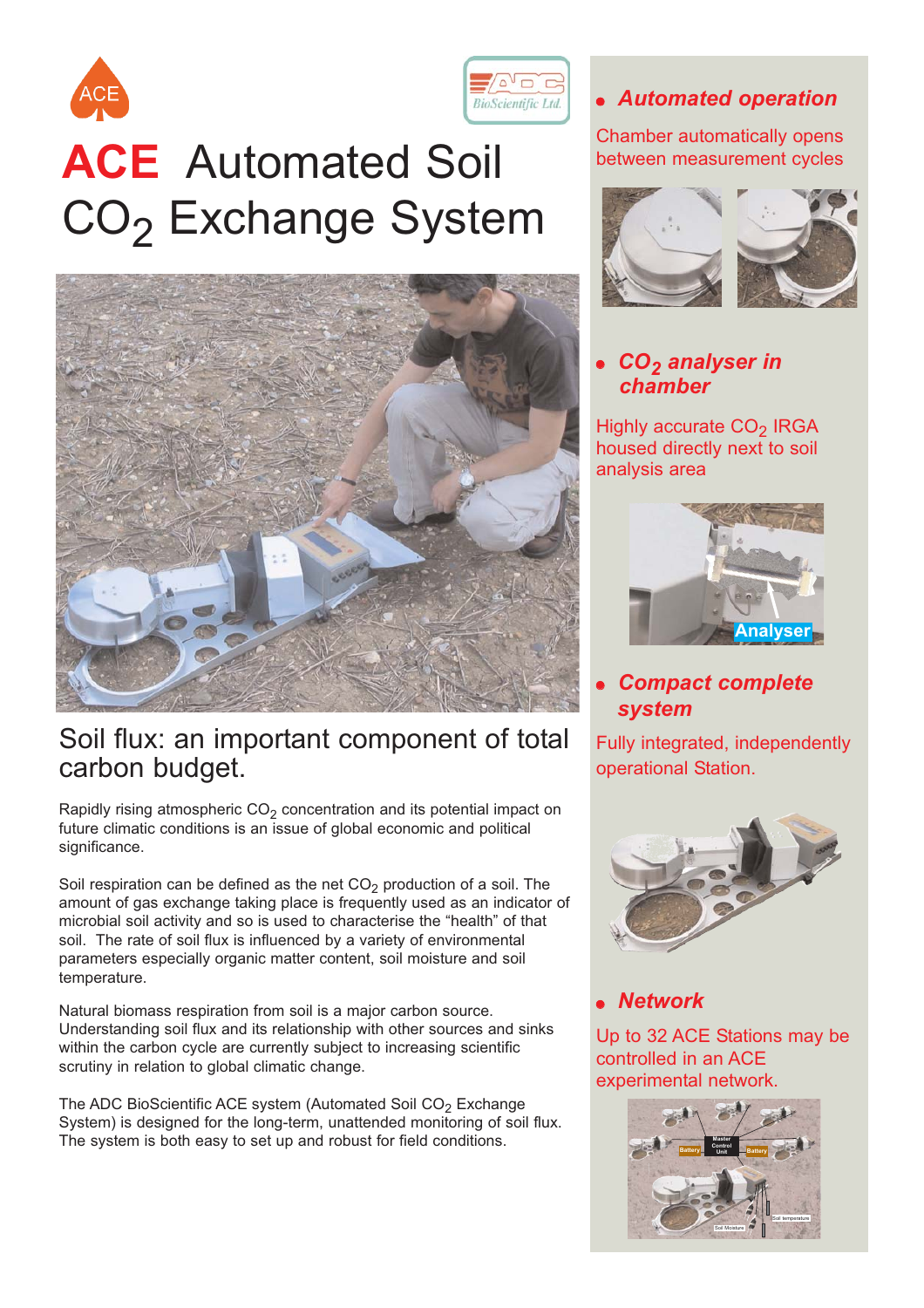# ACE Automated Soil $CO_2$ Exchange System

## Soil flux: an important component of total carbon budget.

Rapidly rising atmospheric $CO_2$ concentration and its potential impact on future climatic conditions is an issue of global economic and political significance.

Soil respiration can be defined as the net $CO_2$ production of a soil. The amount of gas exchange taking place is frequently used as an indicator of microbial soil activity and so is used to characterise the "health" of that soil. The rate of soil flux is influenced by a variety of environmental parameters especially organic matter content, soil moisture and soil temperature.

Natural biomass respiration from soil is a major carbon source. Understanding soil flux and its relationship with other sources and sinks within the carbon cycle are currently subject to increasing scientific scrutiny in relation to global climatic change.

The ADC BioScientific ACE system (Automated Soil $CO_2$ Exchange System) is designed for the long-term, unattended monitoring of soil flux. The system is both easy to set up and robust for field conditions.

- ***Automated operation***

Chamber automatically opens between measurement cycles

- ***$CO_2$ analyser in chamber***

Highly accurate $CO_2$ IRGA housed directly next to soil analysis area

- ***Compact complete system***

Fully integrated, independently operational Station.

- ***Network***

Up to 32 ACE Stations may be controlled in an ACE experimental network.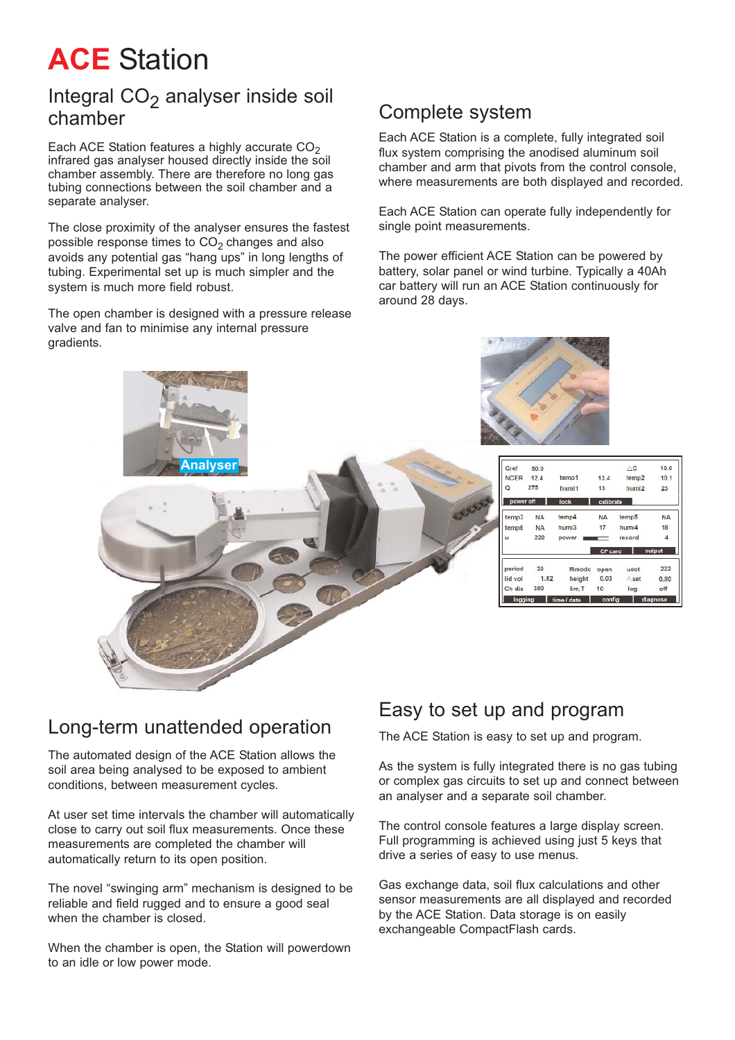# ACE Station

## Integral $CO_2$ analyser inside soil chamber

Each ACE Station features a highly accurate $CO_2$ infrared gas analyser housed directly inside the soil chamber assembly. There are therefore no long gas tubing connections between the soil chamber and a separate analyser.

The close proximity of the analyser ensures the fastest possible response times to $CO_2$ changes and also avoids any potential gas "hang ups" in long lengths of tubing. Experimental set up is much simpler and the system is much more field robust.

The open chamber is designed with a pressure release valve and fan to minimise any internal pressure gradients.

## Complete system

Each ACE Station is a complete, fully integrated soil flux system comprising the anodised aluminum soil chamber and arm that pivots from the control console, where measurements are both displayed and recorded.

Each ACE Station can operate fully independently for single point measurements.

The power efficient ACE Station can be powered by battery, solar panel or wind turbine. Typically a 40Ah car battery will run an ACE Station continuously for around 28 days.

## Long-term unattended operation

The automated design of the ACE Station allows the soil area being analysed to be exposed to ambient conditions, between measurement cycles.

At user set time intervals the chamber will automatically close to carry out soil flux measurements. Once these measurements are completed the chamber will automatically return to its open position.

The novel "swinging arm" mechanism is designed to be reliable and field rugged and to ensure a good seal when the chamber is closed.

When the chamber is open, the Station will powerdown to an idle or low power mode.

## Easy to set up and program

The ACE Station is easy to set up and program.

As the system is fully integrated there is no gas tubing or complex gas circuits to set up and connect between an analyser and a separate soil chamber.

The control console features a large display screen. Full programming is achieved using just 5 keys that drive a series of easy to use menus.

Gas exchange data, soil flux calculations and other sensor measurements are all displayed and recorded by the ACE Station. Data storage is on easily exchangeable CompactFlash cards.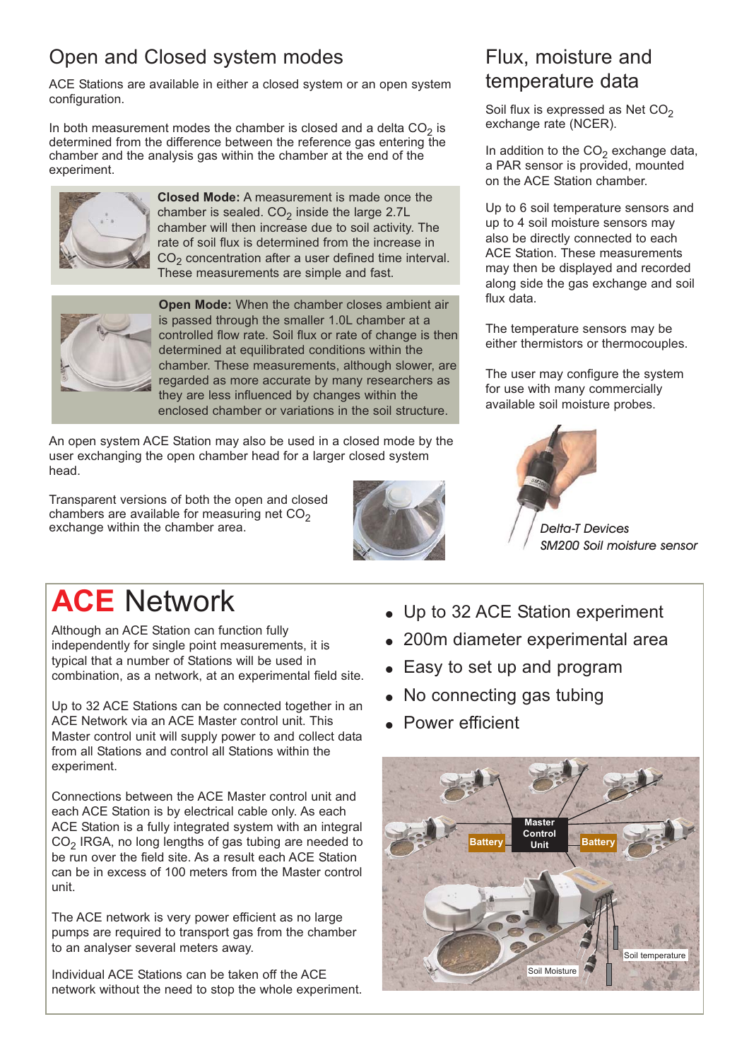## Open and Closed system modes

ACE Stations are available in either a closed system or an open system configuration.

In both measurement modes the chamber is closed and a delta $CO_2$ is determined from the difference between the reference gas entering the chamber and the analysis gas within the chamber at the end of the experiment.

**Closed Mode:** A measurement is made once the chamber is sealed. $CO_2$ inside the large 2.7L chamber will then increase due to soil activity. The rate of soil flux is determined from the increase in $CO_2$ concentration after a user defined time interval. These measurements are simple and fast.

**Open Mode:** When the chamber closes ambient air is passed through the smaller 1.0L chamber at a controlled flow rate. Soil flux or rate of change is then determined at equilibrated conditions within the chamber. These measurements, although slower, are regarded as more accurate by many researchers as they are less influenced by changes within the enclosed chamber or variations in the soil structure.

An open system ACE Station may also be used in a closed mode by the user exchanging the open chamber head for a larger closed system head.

Transparent versions of both the open and closed chambers are available for measuring net $CO_2$ exchange within the chamber area.

## Flux, moisture and temperature data

Soil flux is expressed as Net $CO_2$ exchange rate (NCER).

In addition to the $CO_2$ exchange data, a PAR sensor is provided, mounted on the ACE Station chamber.

Up to 6 soil temperature sensors and up to 4 soil moisture sensors may also be directly connected to each ACE Station. These measurements may then be displayed and recorded along side the gas exchange and soil flux data.

The temperature sensors may be either thermistors or thermocouples.

The user may configure the system for use with many commercially available soil moisture probes.

*Delta-T Devices SM200 Soil moisture sensor*

# ACE Network

Although an ACE Station can function fully independently for single point measurements, it is typical that a number of Stations will be used in combination, as a network, at an experimental field site.

Up to 32 ACE Stations can be connected together in an ACE Network via an ACE Master control unit. This Master control unit will supply power to and collect data from all Stations and control all Stations within the experiment.

Connections between the ACE Master control unit and each ACE Station is by electrical cable only. As each ACE Station is a fully integrated system with an integral $CO_2$ IRGA, no long lengths of gas tubing are needed to be run over the field site. As a result each ACE Station can be in excess of 100 meters from the Master control unit.

The ACE network is very power efficient as no large pumps are required to transport gas from the chamber to an analyser several meters away.

Individual ACE Stations can be taken off the ACE network without the need to stop the whole experiment.

- Up to 32 ACE Station experiment
- 200m diameter experimental area
- Easy to set up and program
- No connecting gas tubing
- Power efficient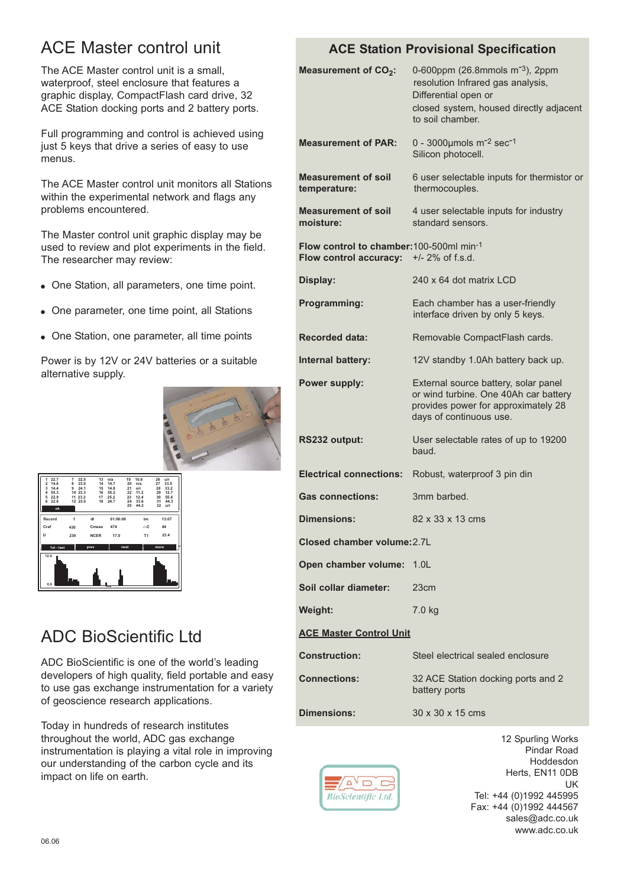# ACE Master control unit

The ACE Master control unit is a small, waterproof, steel enclosure that features a graphic display, CompactFlash card drive, 32 ACE Station docking ports and 2 battery ports.

Full programming and control is achieved using just 5 keys that drive a series of easy to use menus.

The ACE Master control unit monitors all Stations within the experimental network and flags any problems encountered.

The Master control unit graphic display may be used to review and plot experiments in the field. The researcher may review:

- One Station, all parameters, one time point.
- One parameter, one time point, all Stations
- One Station, one parameter, all time points

Power is by 12V or 24V batteries or a suitable alternative supply.

# ADC BioScientific Ltd

ADC BioScientific is one of the world's leading developers of high quality, field portable and easy to use gas exchange instrumentation for a variety of geoscience research applications.

Today in hundreds of research institutes throughout the world, ADC gas exchange instrumentation is playing a vital role in improving our understanding of the carbon cycle and its impact on life on earth.

## ACE Station Provisional Specification

| | |
|---|---|
| **Measurement of $CO_2$:** | 0-600ppm (26.8mmols $m^{-3}$), 2ppm resolution Infrared gas analysis, Differential open or closed system, housed directly adjacent to soil chamber. |
| **Measurement of PAR:** | 0 - 3000µmols $m^{-2}$ $sec^{-1}$ Silicon photocell. |
| **Measurement of soil temperature:** | 6 user selectable inputs for thermistor or thermocouples. |
| **Measurement of soil moisture:** | 4 user selectable inputs for industry standard sensors. |
| **Flow control to chamber:** | 100-500ml $min^{-1}$ |
| **Flow control accuracy:** | +/- 2% of f.s.d. |
| **Display:** | 240 x 64 dot matrix LCD |
| **Programming:** | Each chamber has a user-friendly interface driven by only 5 keys. |
| **Recorded data:** | Removable CompactFlash cards. |
| **Internal battery:** | 12V standby 1.0Ah battery back up. |
| **Power supply:** | External source battery, solar panel or wind turbine. One 40Ah car battery provides power for approximately 28 days of continuous use. |
| **RS232 output:** | User selectable rates of up to 19200 baud. |
| **Electrical connections:** | Robust, waterproof 3 pin din |
| **Gas connections:** | 3mm barbed. |
| **Dimensions:** | 82 x 33 x 13 cms |
| **Closed chamber volume:** | 2.7L |
| **Open chamber volume:** | 1.0L |
| **Soil collar diameter:** | 23cm |
| **Weight:** | 7.0 kg |

**ACE Master Control Unit**

| | |
|---|---|
| **Construction:** | Steel electrical sealed enclosure |
| **Connections:** | 32 ACE Station docking ports and 2 battery ports |
| **Dimensions:** | 30 x 30 x 15 cms |

ADC BioScientific Ltd.

12 Spurling Works
Pindar Road
Hoddesdon
Herts, EN11 0DB
UK
Tel: +44 (0)1992 445995
Fax: +44 (0)1992 444567
sales@adc.co.uk
www.adc.co.uk

06.06